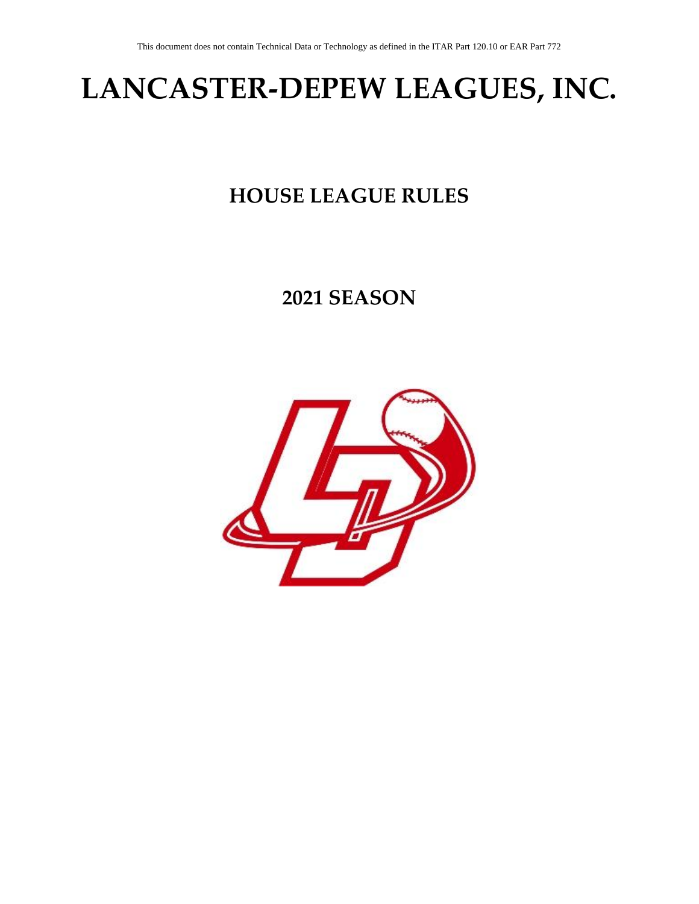This document does not contain Technical Data or Technology as defined in the ITAR Part 120.10 or EAR Part 772

# LANCASTER-DEPEW LEAGUES, INC.

## HOUSE LEAGUE RULES

## 2021 SEASON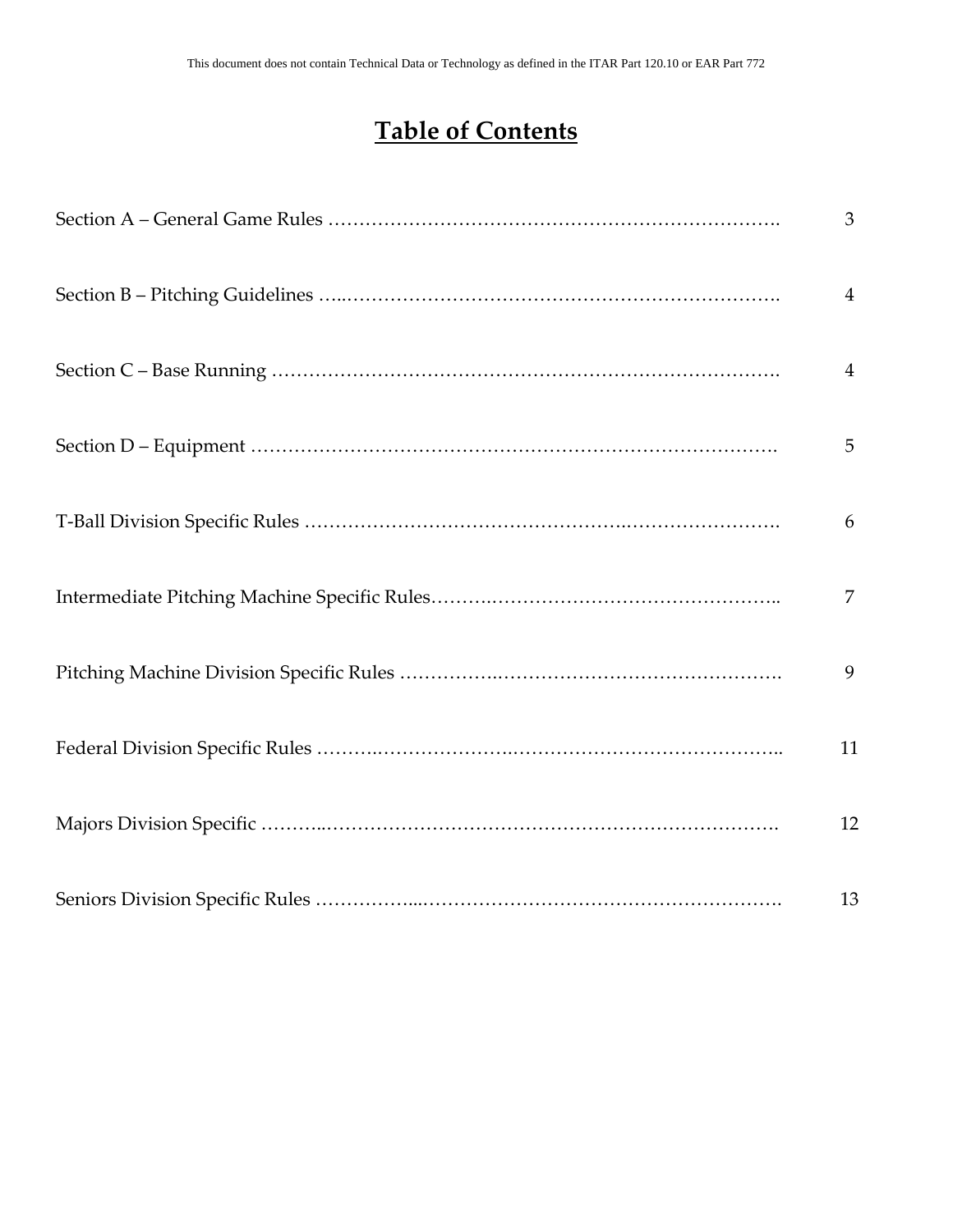# Table of Contents

| | |
|---|---|
| Section A – General Game Rules | 3 |
| Section B – Pitching Guidelines | 4 |
| Section C – Base Running | 4 |
| Section D – Equipment | 5 |
| T-Ball Division Specific Rules | 6 |
| Intermediate Pitching Machine Specific Rules | 7 |
| Pitching Machine Division Specific Rules | 9 |
| Federal Division Specific Rules | 11 |
| Majors Division Specific | 12 |
| Seniors Division Specific Rules | 13 |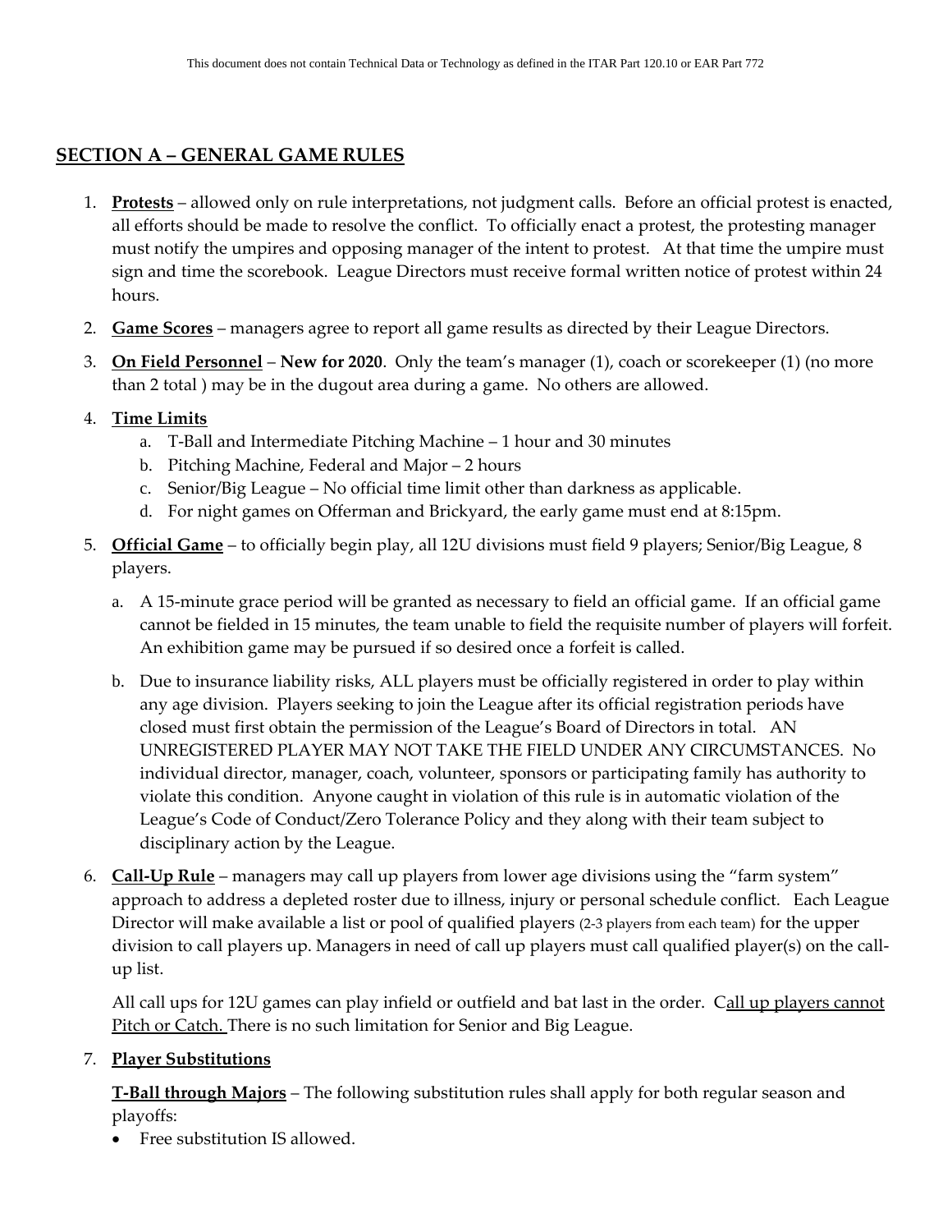## SECTION A – GENERAL GAME RULES

1. **Protests** – allowed only on rule interpretations, not judgment calls. Before an official protest is enacted, all efforts should be made to resolve the conflict. To officially enact a protest, the protesting manager must notify the umpires and opposing manager of the intent to protest. At that time the umpire must sign and time the scorebook. League Directors must receive formal written notice of protest within 24 hours.

2. **Game Scores** – managers agree to report all game results as directed by their League Directors.

3. **On Field Personnel** – **New for 2020**. Only the team's manager (1), coach or scorekeeper (1) (no more than 2 total ) may be in the dugout area during a game. No others are allowed.

4. **Time Limits**
   a. T-Ball and Intermediate Pitching Machine – 1 hour and 30 minutes
   b. Pitching Machine, Federal and Major – 2 hours
   c. Senior/Big League – No official time limit other than darkness as applicable.
   d. For night games on Offerman and Brickyard, the early game must end at 8:15pm.

5. **Official Game** – to officially begin play, all 12U divisions must field 9 players; Senior/Big League, 8 players.

   a. A 15-minute grace period will be granted as necessary to field an official game. If an official game cannot be fielded in 15 minutes, the team unable to field the requisite number of players will forfeit. An exhibition game may be pursued if so desired once a forfeit is called.

   b. Due to insurance liability risks, ALL players must be officially registered in order to play within any age division. Players seeking to join the League after its official registration periods have closed must first obtain the permission of the League's Board of Directors in total. AN UNREGISTERED PLAYER MAY NOT TAKE THE FIELD UNDER ANY CIRCUMSTANCES. No individual director, manager, coach, volunteer, sponsors or participating family has authority to violate this condition. Anyone caught in violation of this rule is in automatic violation of the League's Code of Conduct/Zero Tolerance Policy and they along with their team subject to disciplinary action by the League.

6. **Call-Up Rule** – managers may call up players from lower age divisions using the "farm system" approach to address a depleted roster due to illness, injury or personal schedule conflict. Each League Director will make available a list or pool of qualified players (2-3 players from each team) for the upper division to call players up. Managers in need of call up players must call qualified player(s) on the call-up list.

   All call ups for 12U games can play infield or outfield and bat last in the order. Call up players cannot Pitch or Catch. There is no such limitation for Senior and Big League.

7. **Player Substitutions**

   **T-Ball through Majors** – The following substitution rules shall apply for both regular season and playoffs:
   - Free substitution IS allowed.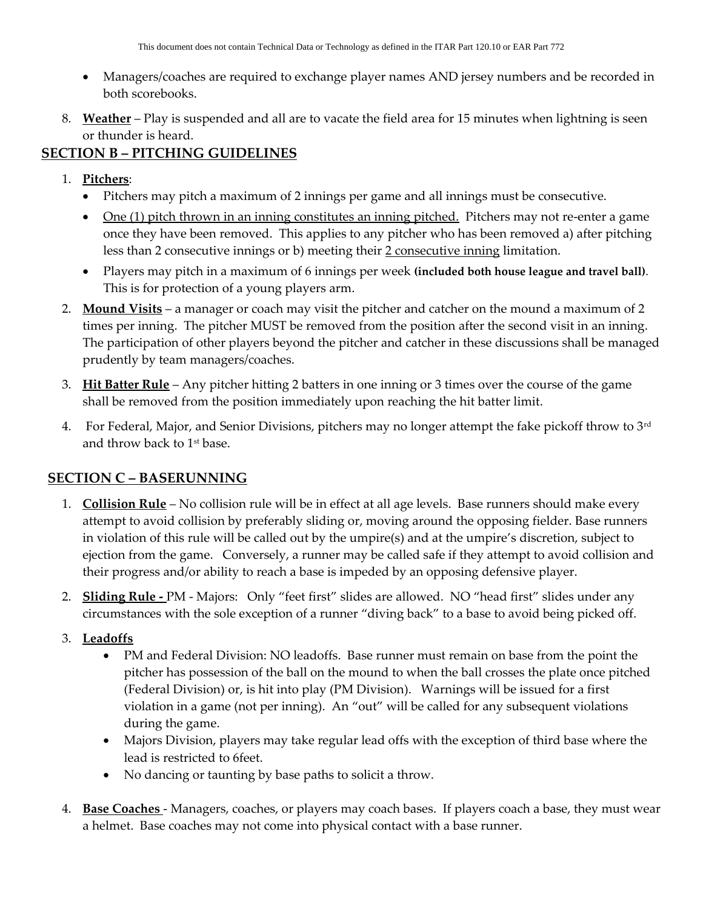- Managers/coaches are required to exchange player names AND jersey numbers and be recorded in both scorebooks.

8. **Weather** – Play is suspended and all are to vacate the field area for 15 minutes when lightning is seen or thunder is heard.

## SECTION B – PITCHING GUIDELINES

1. **Pitchers**:
   - Pitchers may pitch a maximum of 2 innings per game and all innings must be consecutive.
   - One (1) pitch thrown in an inning constitutes an inning pitched. Pitchers may not re-enter a game once they have been removed. This applies to any pitcher who has been removed a) after pitching less than 2 consecutive innings or b) meeting their 2 consecutive inning limitation.
   - Players may pitch in a maximum of 6 innings per week **(included both house league and travel ball)**. This is for protection of a young players arm.
2. **Mound Visits** – a manager or coach may visit the pitcher and catcher on the mound a maximum of 2 times per inning. The pitcher MUST be removed from the position after the second visit in an inning. The participation of other players beyond the pitcher and catcher in these discussions shall be managed prudently by team managers/coaches.
3. **Hit Batter Rule** – Any pitcher hitting 2 batters in one inning or 3 times over the course of the game shall be removed from the position immediately upon reaching the hit batter limit.
4. For Federal, Major, and Senior Divisions, pitchers may no longer attempt the fake pickoff throw to 3rd and throw back to 1st base.

## SECTION C – BASERUNNING

1. **Collision Rule** – No collision rule will be in effect at all age levels. Base runners should make every attempt to avoid collision by preferably sliding or, moving around the opposing fielder. Base runners in violation of this rule will be called out by the umpire(s) and at the umpire's discretion, subject to ejection from the game. Conversely, a runner may be called safe if they attempt to avoid collision and their progress and/or ability to reach a base is impeded by an opposing defensive player.
2. **Sliding Rule -** PM - Majors: Only "feet first" slides are allowed. NO "head first" slides under any circumstances with the sole exception of a runner "diving back" to a base to avoid being picked off.
3. **Leadoffs**
   - PM and Federal Division: NO leadoffs. Base runner must remain on base from the point the pitcher has possession of the ball on the mound to when the ball crosses the plate once pitched (Federal Division) or, is hit into play (PM Division). Warnings will be issued for a first violation in a game (not per inning). An "out" will be called for any subsequent violations during the game.
   - Majors Division, players may take regular lead offs with the exception of third base where the lead is restricted to 6feet.
   - No dancing or taunting by base paths to solicit a throw.
4. **Base Coaches** - Managers, coaches, or players may coach bases. If players coach a base, they must wear a helmet. Base coaches may not come into physical contact with a base runner.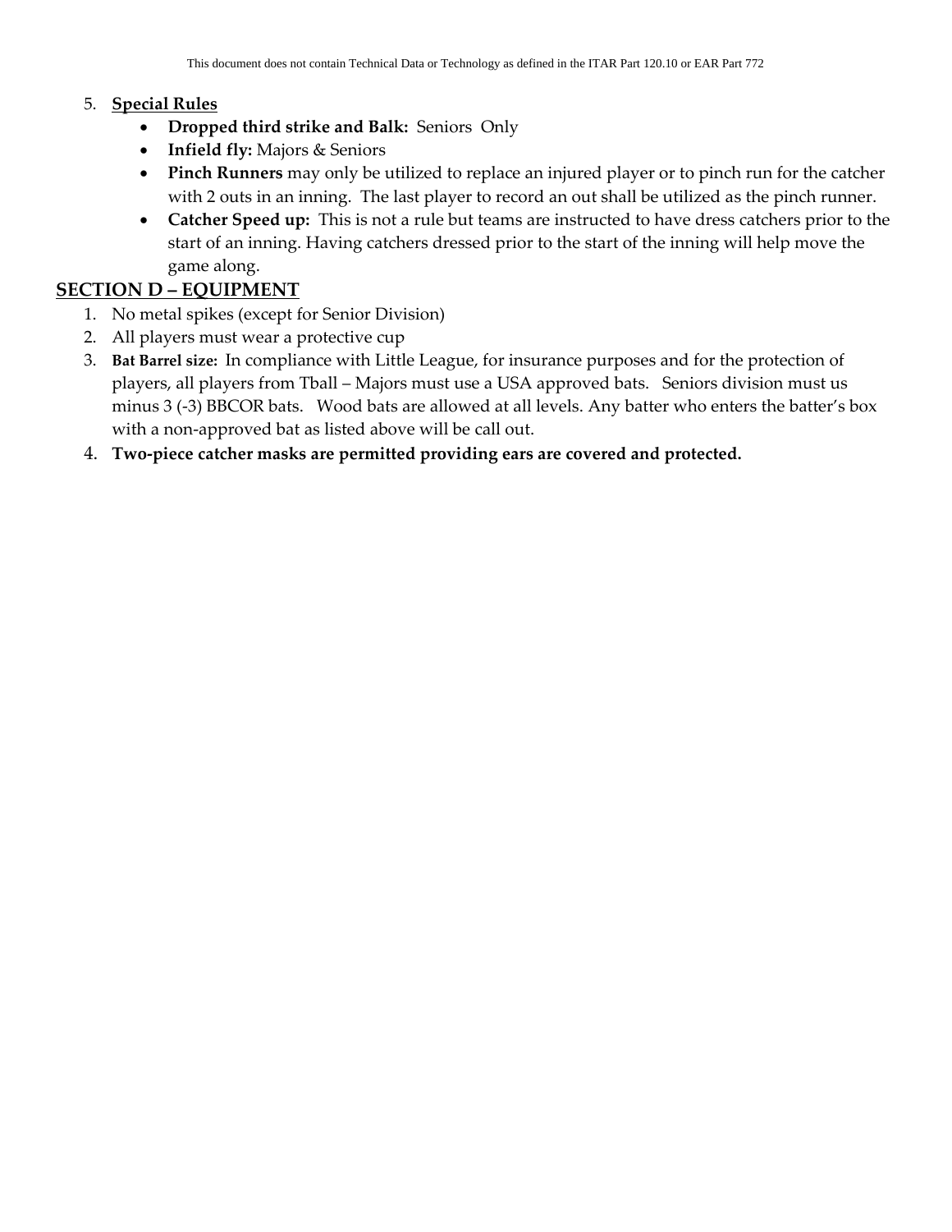5. **Special Rules**
    - **Dropped third strike and Balk:** Seniors Only
    - **Infield fly:** Majors & Seniors
    - **Pinch Runners** may only be utilized to replace an injured player or to pinch run for the catcher with 2 outs in an inning. The last player to record an out shall be utilized as the pinch runner.
    - **Catcher Speed up:** This is not a rule but teams are instructed to have dress catchers prior to the start of an inning. Having catchers dressed prior to the start of the inning will help move the game along.

## SECTION D – EQUIPMENT

1. No metal spikes (except for Senior Division)
2. All players must wear a protective cup
3. **Bat Barrel size:** In compliance with Little League, for insurance purposes and for the protection of players, all players from Tball – Majors must use a USA approved bats. Seniors division must us minus 3 (-3) BBCOR bats. Wood bats are allowed at all levels. Any batter who enters the batter's box with a non-approved bat as listed above will be call out.
4. **Two-piece catcher masks are permitted providing ears are covered and protected.**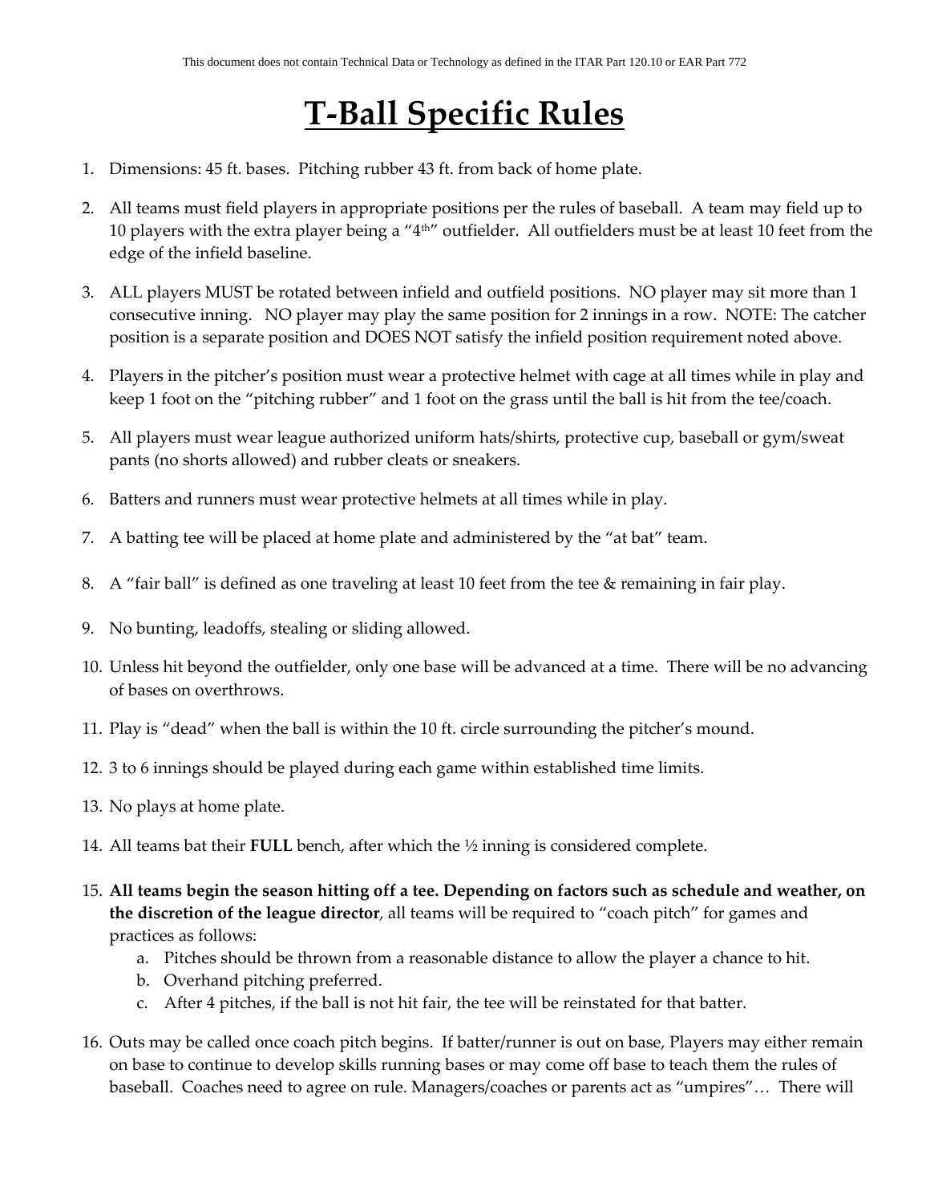# T-Ball Specific Rules

1. Dimensions: 45 ft. bases. Pitching rubber 43 ft. from back of home plate.
2. All teams must field players in appropriate positions per the rules of baseball. A team may field up to 10 players with the extra player being a "4th" outfielder. All outfielders must be at least 10 feet from the edge of the infield baseline.
3. ALL players MUST be rotated between infield and outfield positions. NO player may sit more than 1 consecutive inning. NO player may play the same position for 2 innings in a row. NOTE: The catcher position is a separate position and DOES NOT satisfy the infield position requirement noted above.
4. Players in the pitcher's position must wear a protective helmet with cage at all times while in play and keep 1 foot on the "pitching rubber" and 1 foot on the grass until the ball is hit from the tee/coach.
5. All players must wear league authorized uniform hats/shirts, protective cup, baseball or gym/sweat pants (no shorts allowed) and rubber cleats or sneakers.
6. Batters and runners must wear protective helmets at all times while in play.
7. A batting tee will be placed at home plate and administered by the "at bat" team.
8. A "fair ball" is defined as one traveling at least 10 feet from the tee & remaining in fair play.
9. No bunting, leadoffs, stealing or sliding allowed.
10. Unless hit beyond the outfielder, only one base will be advanced at a time. There will be no advancing of bases on overthrows.
11. Play is "dead" when the ball is within the 10 ft. circle surrounding the pitcher's mound.
12. 3 to 6 innings should be played during each game within established time limits.
13. No plays at home plate.
14. All teams bat their **FULL** bench, after which the ½ inning is considered complete.
15. **All teams begin the season hitting off a tee. Depending on factors such as schedule and weather, on the discretion of the league director**, all teams will be required to "coach pitch" for games and practices as follows:
    a. Pitches should be thrown from a reasonable distance to allow the player a chance to hit.
    b. Overhand pitching preferred.
    c. After 4 pitches, if the ball is not hit fair, the tee will be reinstated for that batter.
16. Outs may be called once coach pitch begins. If batter/runner is out on base, Players may either remain on base to continue to develop skills running bases or may come off base to teach them the rules of baseball. Coaches need to agree on rule. Managers/coaches or parents act as "umpires"… There will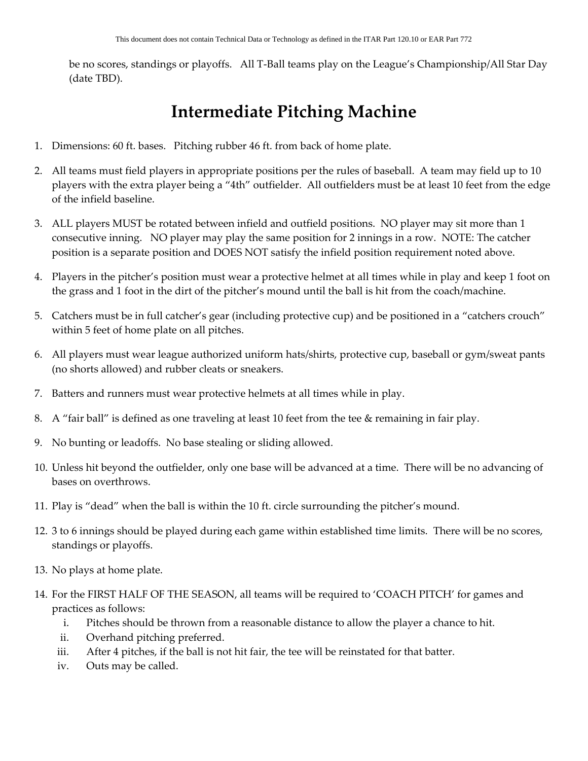be no scores, standings or playoffs. All T-Ball teams play on the League's Championship/All Star Day (date TBD).

# Intermediate Pitching Machine

1. Dimensions: 60 ft. bases. Pitching rubber 46 ft. from back of home plate.
2. All teams must field players in appropriate positions per the rules of baseball. A team may field up to 10 players with the extra player being a "4th" outfielder. All outfielders must be at least 10 feet from the edge of the infield baseline.
3. ALL players MUST be rotated between infield and outfield positions. NO player may sit more than 1 consecutive inning. NO player may play the same position for 2 innings in a row. NOTE: The catcher position is a separate position and DOES NOT satisfy the infield position requirement noted above.
4. Players in the pitcher's position must wear a protective helmet at all times while in play and keep 1 foot on the grass and 1 foot in the dirt of the pitcher's mound until the ball is hit from the coach/machine.
5. Catchers must be in full catcher's gear (including protective cup) and be positioned in a "catchers crouch" within 5 feet of home plate on all pitches.
6. All players must wear league authorized uniform hats/shirts, protective cup, baseball or gym/sweat pants (no shorts allowed) and rubber cleats or sneakers.
7. Batters and runners must wear protective helmets at all times while in play.
8. A "fair ball" is defined as one traveling at least 10 feet from the tee & remaining in fair play.
9. No bunting or leadoffs. No base stealing or sliding allowed.
10. Unless hit beyond the outfielder, only one base will be advanced at a time. There will be no advancing of bases on overthrows.
11. Play is "dead" when the ball is within the 10 ft. circle surrounding the pitcher's mound.
12. 3 to 6 innings should be played during each game within established time limits. There will be no scores, standings or playoffs.
13. No plays at home plate.
14. For the FIRST HALF OF THE SEASON, all teams will be required to 'COACH PITCH' for games and practices as follows:
    i. Pitches should be thrown from a reasonable distance to allow the player a chance to hit.
    ii. Overhand pitching preferred.
    iii. After 4 pitches, if the ball is not hit fair, the tee will be reinstated for that batter.
    iv. Outs may be called.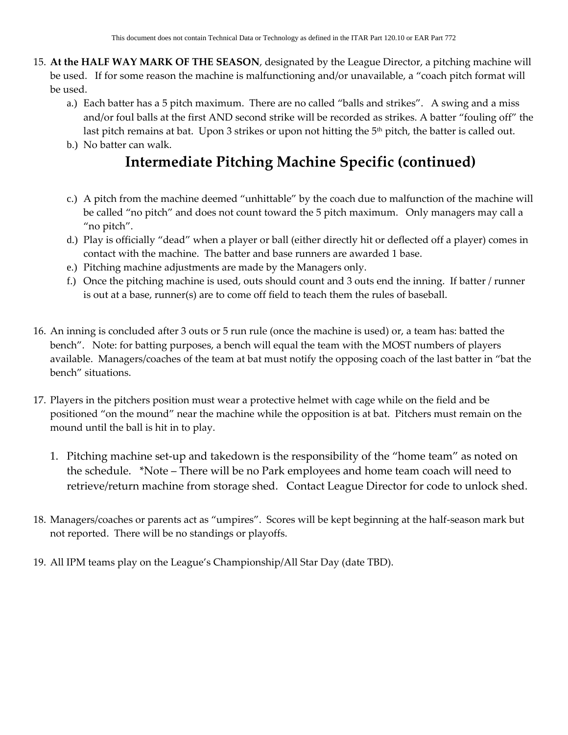15. **At the HALF WAY MARK OF THE SEASON**, designated by the League Director, a pitching machine will be used. If for some reason the machine is malfunctioning and/or unavailable, a "coach pitch format will be used.
    a.) Each batter has a 5 pitch maximum. There are no called "balls and strikes". A swing and a miss and/or foul balls at the first AND second strike will be recorded as strikes. A batter "fouling off" the last pitch remains at bat. Upon 3 strikes or upon not hitting the 5th pitch, the batter is called out.
    b.) No batter can walk.

## Intermediate Pitching Machine Specific (continued)

    c.) A pitch from the machine deemed "unhittable" by the coach due to malfunction of the machine will be called "no pitch" and does not count toward the 5 pitch maximum. Only managers may call a "no pitch".
    d.) Play is officially "dead" when a player or ball (either directly hit or deflected off a player) comes in contact with the machine. The batter and base runners are awarded 1 base.
    e.) Pitching machine adjustments are made by the Managers only.
    f.) Once the pitching machine is used, outs should count and 3 outs end the inning. If batter / runner is out at a base, runner(s) are to come off field to teach them the rules of baseball.

16. An inning is concluded after 3 outs or 5 run rule (once the machine is used) or, a team has: batted the bench". Note: for batting purposes, a bench will equal the team with the MOST numbers of players available. Managers/coaches of the team at bat must notify the opposing coach of the last batter in "bat the bench" situations.

17. Players in the pitchers position must wear a protective helmet with cage while on the field and be positioned "on the mound" near the machine while the opposition is at bat. Pitchers must remain on the mound until the ball is hit in to play.

    1. Pitching machine set-up and takedown is the responsibility of the "home team" as noted on the schedule. *Note – There will be no Park employees and home team coach will need to retrieve/return machine from storage shed. Contact League Director for code to unlock shed.

18. Managers/coaches or parents act as "umpires". Scores will be kept beginning at the half-season mark but not reported. There will be no standings or playoffs.

19. All IPM teams play on the League's Championship/All Star Day (date TBD).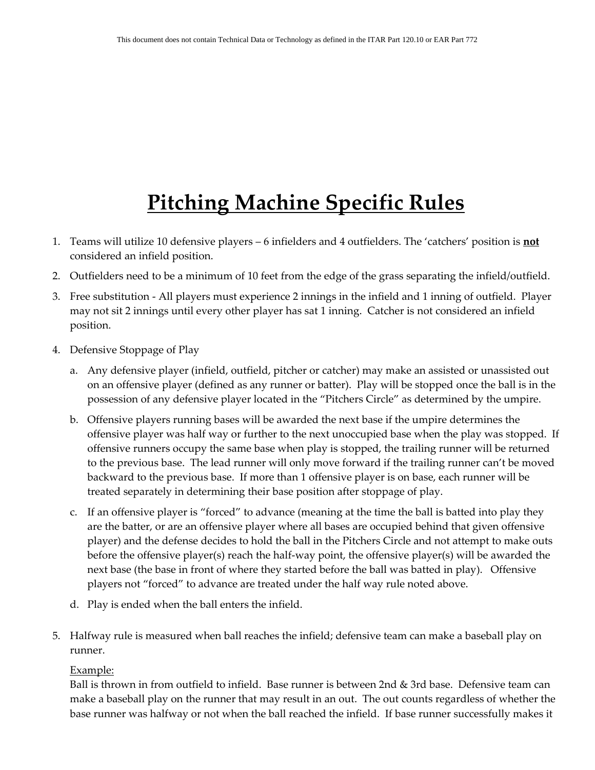This document does not contain Technical Data or Technology as defined in the ITAR Part 120.10 or EAR Part 772

# Pitching Machine Specific Rules

1. Teams will utilize 10 defensive players – 6 infielders and 4 outfielders. The 'catchers' position is **not** considered an infield position.
2. Outfielders need to be a minimum of 10 feet from the edge of the grass separating the infield/outfield.
3. Free substitution - All players must experience 2 innings in the infield and 1 inning of outfield. Player may not sit 2 innings until every other player has sat 1 inning. Catcher is not considered an infield position.
4. Defensive Stoppage of Play
   a. Any defensive player (infield, outfield, pitcher or catcher) may make an assisted or unassisted out on an offensive player (defined as any runner or batter). Play will be stopped once the ball is in the possession of any defensive player located in the "Pitchers Circle" as determined by the umpire.
   b. Offensive players running bases will be awarded the next base if the umpire determines the offensive player was half way or further to the next unoccupied base when the play was stopped. If offensive runners occupy the same base when play is stopped, the trailing runner will be returned to the previous base. The lead runner will only move forward if the trailing runner can't be moved backward to the previous base. If more than 1 offensive player is on base, each runner will be treated separately in determining their base position after stoppage of play.
   c. If an offensive player is "forced" to advance (meaning at the time the ball is batted into play they are the batter, or are an offensive player where all bases are occupied behind that given offensive player) and the defense decides to hold the ball in the Pitchers Circle and not attempt to make outs before the offensive player(s) reach the half-way point, the offensive player(s) will be awarded the next base (the base in front of where they started before the ball was batted in play). Offensive players not "forced" to advance are treated under the half way rule noted above.
   d. Play is ended when the ball enters the infield.
5. Halfway rule is measured when ball reaches the infield; defensive team can make a baseball play on runner.

   Example:
   Ball is thrown in from outfield to infield. Base runner is between 2nd & 3rd base. Defensive team can make a baseball play on the runner that may result in an out. The out counts regardless of whether the base runner was halfway or not when the ball reached the infield. If base runner successfully makes it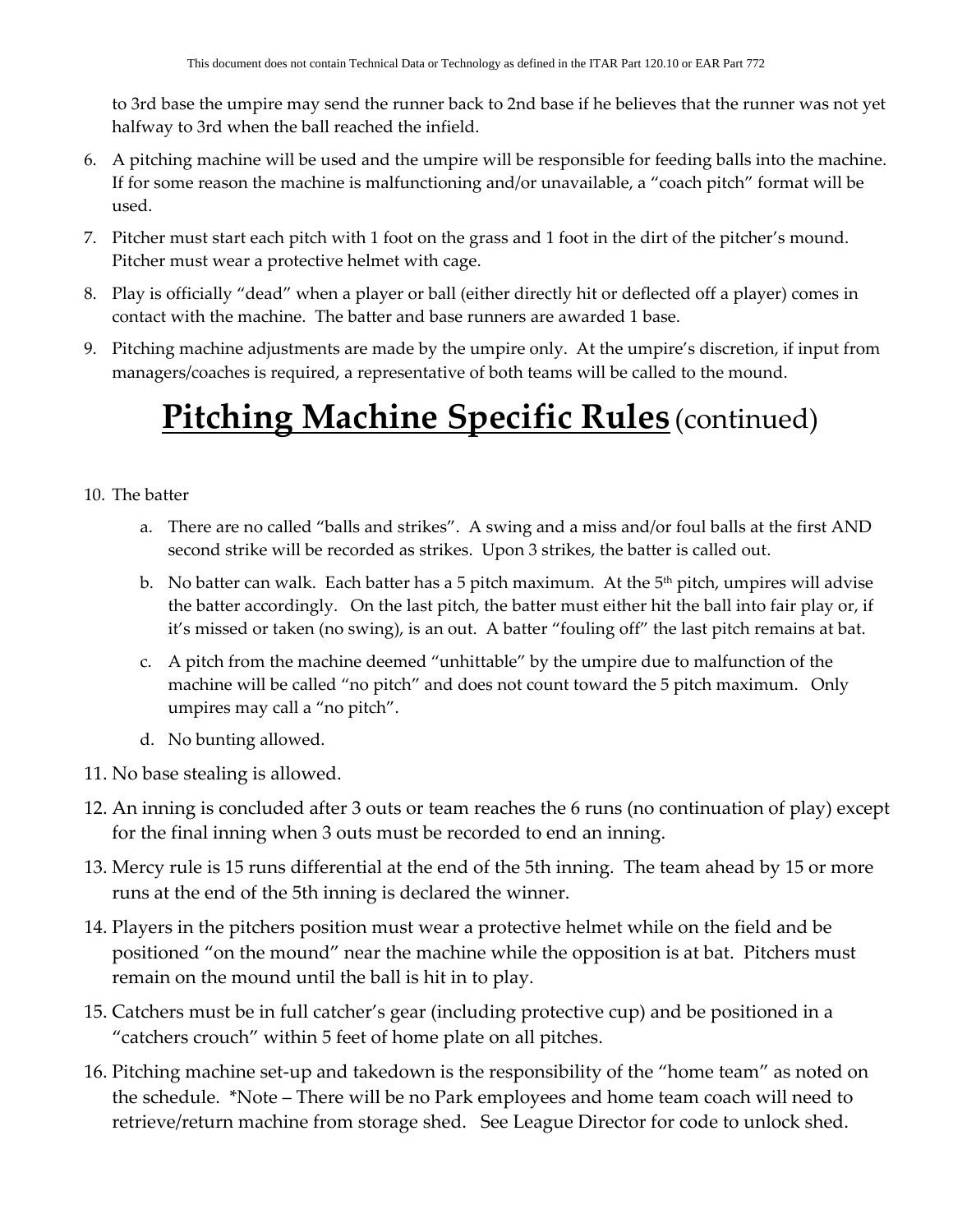to 3rd base the umpire may send the runner back to 2nd base if he believes that the runner was not yet halfway to 3rd when the ball reached the infield.

6. A pitching machine will be used and the umpire will be responsible for feeding balls into the machine. If for some reason the machine is malfunctioning and/or unavailable, a "coach pitch" format will be used.
7. Pitcher must start each pitch with 1 foot on the grass and 1 foot in the dirt of the pitcher's mound. Pitcher must wear a protective helmet with cage.
8. Play is officially "dead" when a player or ball (either directly hit or deflected off a player) comes in contact with the machine. The batter and base runners are awarded 1 base.
9. Pitching machine adjustments are made by the umpire only. At the umpire's discretion, if input from managers/coaches is required, a representative of both teams will be called to the mound.

# **Pitching Machine Specific Rules** (continued)

10. The batter
    a. There are no called "balls and strikes". A swing and a miss and/or foul balls at the first AND second strike will be recorded as strikes. Upon 3 strikes, the batter is called out.
    b. No batter can walk. Each batter has a 5 pitch maximum. At the 5th pitch, umpires will advise the batter accordingly. On the last pitch, the batter must either hit the ball into fair play or, if it's missed or taken (no swing), is an out. A batter "fouling off" the last pitch remains at bat.
    c. A pitch from the machine deemed "unhittable" by the umpire due to malfunction of the machine will be called "no pitch" and does not count toward the 5 pitch maximum. Only umpires may call a "no pitch".
    d. No bunting allowed.
11. No base stealing is allowed.
12. An inning is concluded after 3 outs or team reaches the 6 runs (no continuation of play) except for the final inning when 3 outs must be recorded to end an inning.
13. Mercy rule is 15 runs differential at the end of the 5th inning. The team ahead by 15 or more runs at the end of the 5th inning is declared the winner.
14. Players in the pitchers position must wear a protective helmet while on the field and be positioned "on the mound" near the machine while the opposition is at bat. Pitchers must remain on the mound until the ball is hit in to play.
15. Catchers must be in full catcher's gear (including protective cup) and be positioned in a "catchers crouch" within 5 feet of home plate on all pitches.
16. Pitching machine set-up and takedown is the responsibility of the "home team" as noted on the schedule. *Note – There will be no Park employees and home team coach will need to retrieve/return machine from storage shed. See League Director for code to unlock shed.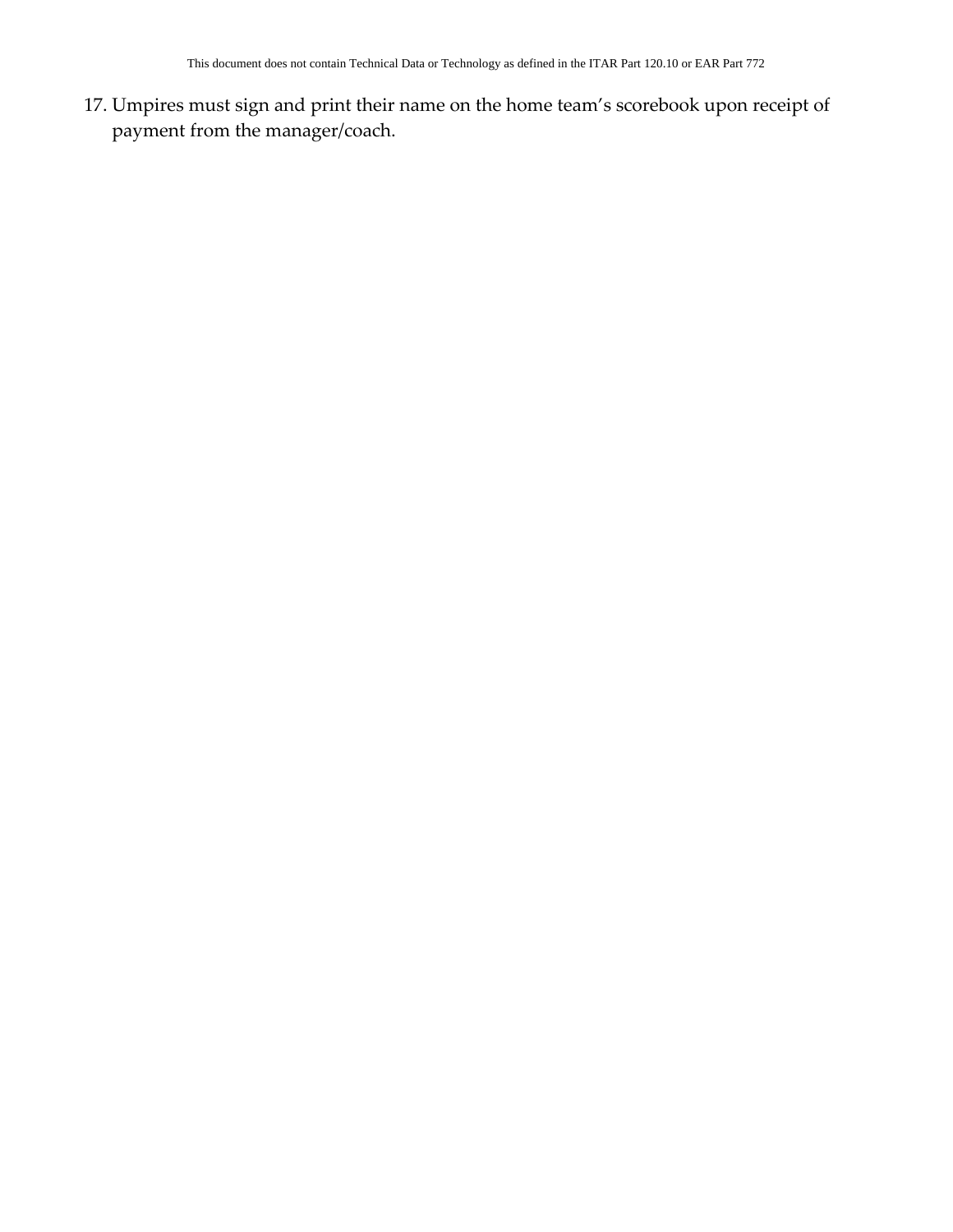17. Umpires must sign and print their name on the home team’s scorebook upon receipt of payment from the manager/coach.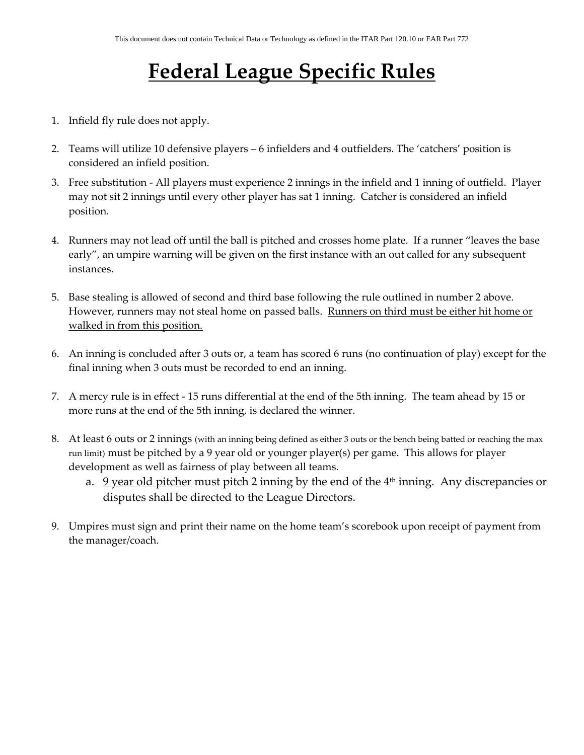This document does not contain Technical Data or Technology as defined in the ITAR Part 120.10 or EAR Part 772

# Federal League Specific Rules

1. Infield fly rule does not apply.
2. Teams will utilize 10 defensive players – 6 infielders and 4 outfielders. The 'catchers' position is considered an infield position.
3. Free substitution - All players must experience 2 innings in the infield and 1 inning of outfield. Player may not sit 2 innings until every other player has sat 1 inning. Catcher is considered an infield position.
4. Runners may not lead off until the ball is pitched and crosses home plate. If a runner "leaves the base early", an umpire warning will be given on the first instance with an out called for any subsequent instances.
5. Base stealing is allowed of second and third base following the rule outlined in number 2 above. However, runners may not steal home on passed balls. Runners on third must be either hit home or walked in from this position.
6. An inning is concluded after 3 outs or, a team has scored 6 runs (no continuation of play) except for the final inning when 3 outs must be recorded to end an inning.
7. A mercy rule is in effect - 15 runs differential at the end of the 5th inning. The team ahead by 15 or more runs at the end of the 5th inning, is declared the winner.
8. At least 6 outs or 2 innings (with an inning being defined as either 3 outs or the bench being batted or reaching the max run limit) must be pitched by a 9 year old or younger player(s) per game. This allows for player development as well as fairness of play between all teams.
   a. 9 year old pitcher must pitch 2 inning by the end of the 4th inning. Any discrepancies or disputes shall be directed to the League Directors.
9. Umpires must sign and print their name on the home team's scorebook upon receipt of payment from the manager/coach.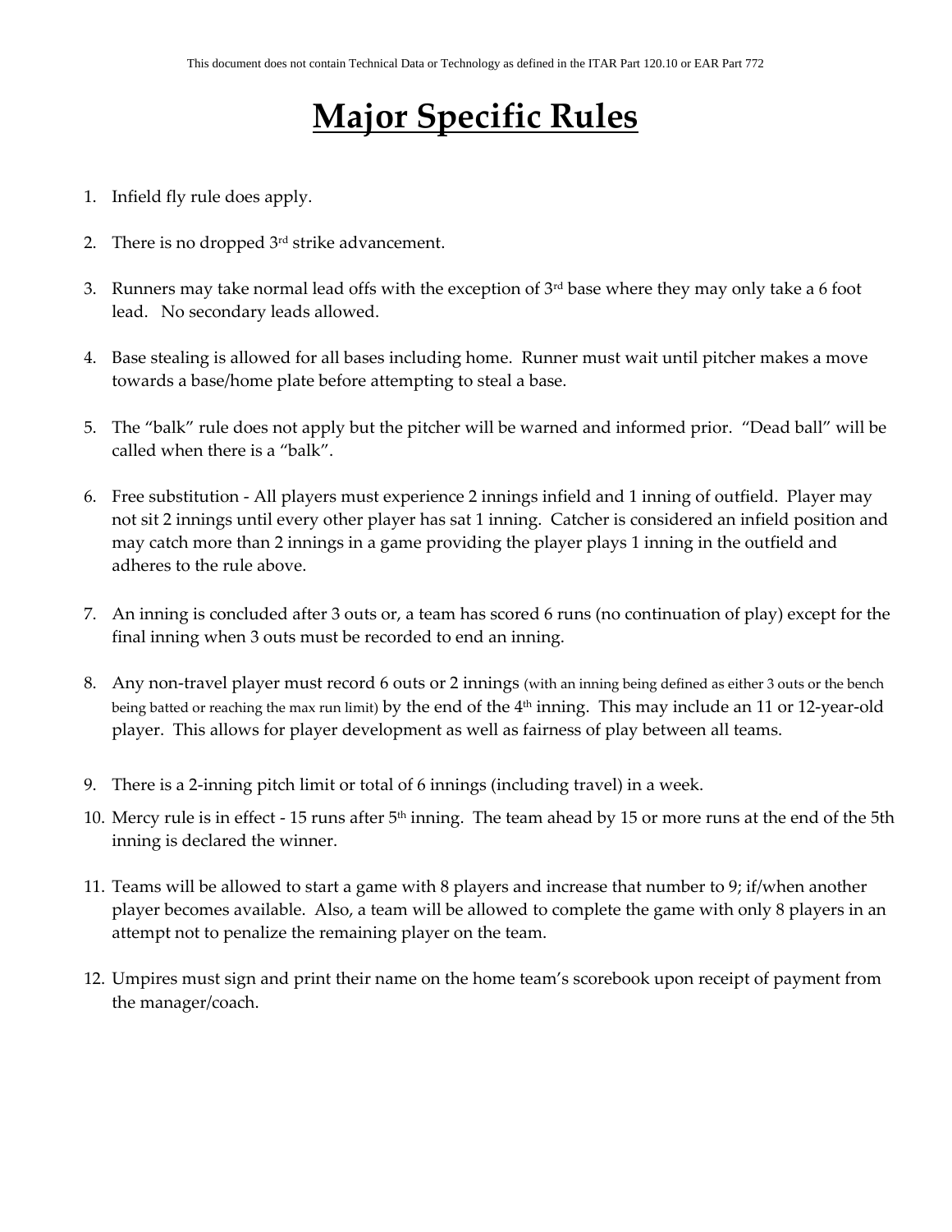# Major Specific Rules

1. Infield fly rule does apply.

2. There is no dropped 3rd strike advancement.

3. Runners may take normal lead offs with the exception of 3rd base where they may only take a 6 foot lead. No secondary leads allowed.

4. Base stealing is allowed for all bases including home. Runner must wait until pitcher makes a move towards a base/home plate before attempting to steal a base.

5. The "balk" rule does not apply but the pitcher will be warned and informed prior. "Dead ball" will be called when there is a "balk".

6. Free substitution - All players must experience 2 innings infield and 1 inning of outfield. Player may not sit 2 innings until every other player has sat 1 inning. Catcher is considered an infield position and may catch more than 2 innings in a game providing the player plays 1 inning in the outfield and adheres to the rule above.

7. An inning is concluded after 3 outs or, a team has scored 6 runs (no continuation of play) except for the final inning when 3 outs must be recorded to end an inning.

8. Any non-travel player must record 6 outs or 2 innings (with an inning being defined as either 3 outs or the bench being batted or reaching the max run limit) by the end of the 4th inning. This may include an 11 or 12-year-old player. This allows for player development as well as fairness of play between all teams.

9. There is a 2-inning pitch limit or total of 6 innings (including travel) in a week.

10. Mercy rule is in effect - 15 runs after 5th inning. The team ahead by 15 or more runs at the end of the 5th inning is declared the winner.

11. Teams will be allowed to start a game with 8 players and increase that number to 9; if/when another player becomes available. Also, a team will be allowed to complete the game with only 8 players in an attempt not to penalize the remaining player on the team.

12. Umpires must sign and print their name on the home team's scorebook upon receipt of payment from the manager/coach.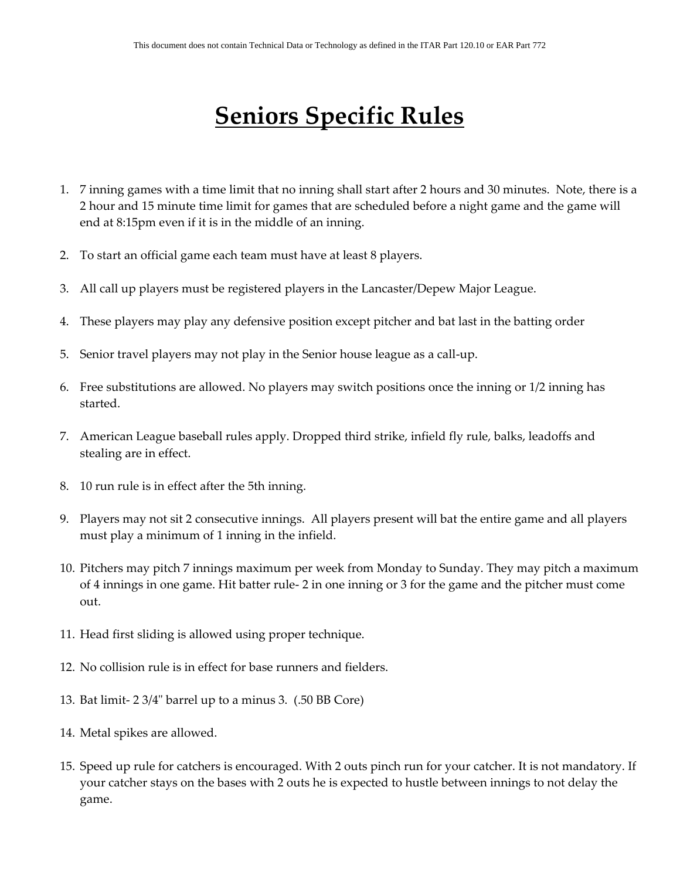# Seniors Specific Rules

1. 7 inning games with a time limit that no inning shall start after 2 hours and 30 minutes. Note, there is a 2 hour and 15 minute time limit for games that are scheduled before a night game and the game will end at 8:15pm even if it is in the middle of an inning.

2. To start an official game each team must have at least 8 players.

3. All call up players must be registered players in the Lancaster/Depew Major League.

4. These players may play any defensive position except pitcher and bat last in the batting order

5. Senior travel players may not play in the Senior house league as a call-up.

6. Free substitutions are allowed. No players may switch positions once the inning or 1/2 inning has started.

7. American League baseball rules apply. Dropped third strike, infield fly rule, balks, leadoffs and stealing are in effect.

8. 10 run rule is in effect after the 5th inning.

9. Players may not sit 2 consecutive innings. All players present will bat the entire game and all players must play a minimum of 1 inning in the infield.

10. Pitchers may pitch 7 innings maximum per week from Monday to Sunday. They may pitch a maximum of 4 innings in one game. Hit batter rule- 2 in one inning or 3 for the game and the pitcher must come out.

11. Head first sliding is allowed using proper technique.

12. No collision rule is in effect for base runners and fielders.

13. Bat limit- 2 3/4" barrel up to a minus 3. (.50 BB Core)

14. Metal spikes are allowed.

15. Speed up rule for catchers is encouraged. With 2 outs pinch run for your catcher. It is not mandatory. If your catcher stays on the bases with 2 outs he is expected to hustle between innings to not delay the game.